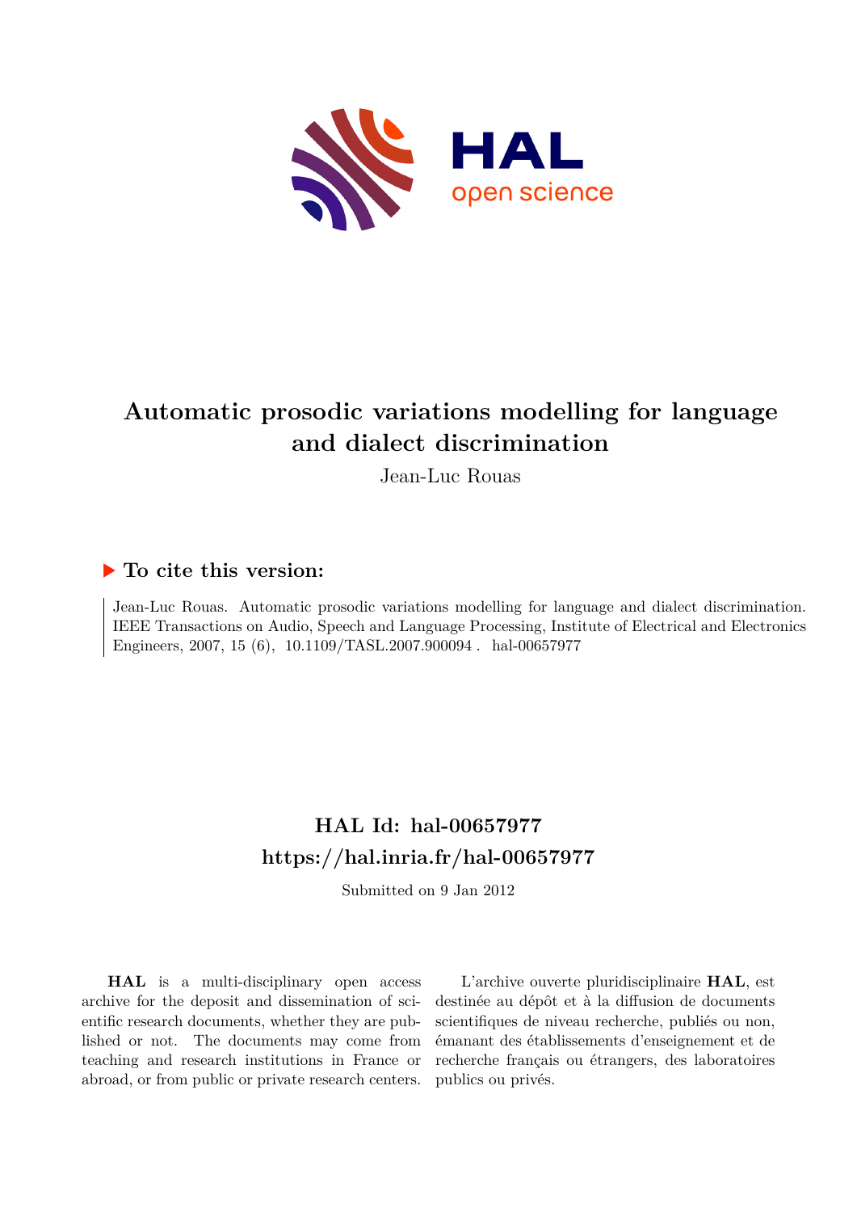# Automatic prosodic variations modelling for language and dialect discrimination

Jean-Luc Rouas

## ▶ To cite this version:

Jean-Luc Rouas. Automatic prosodic variations modelling for language and dialect discrimination. IEEE Transactions on Audio, Speech and Language Processing, Institute of Electrical and Electronics Engineers, 2007, 15 (6), 10.1109/TASL.2007.900094 . hal-00657977

## HAL Id: hal-00657977
## https://hal.inria.fr/hal-00657977

Submitted on 9 Jan 2012

**HAL** is a multi-disciplinary open access archive for the deposit and dissemination of scientific research documents, whether they are published or not. The documents may come from teaching and research institutions in France or abroad, or from public or private research centers.

L'archive ouverte pluridisciplinaire **HAL**, est destinée au dépôt et à la diffusion de documents scientifiques de niveau recherche, publiés ou non, émanant des établissements d'enseignement et de recherche français ou étrangers, des laboratoires publics ou privés.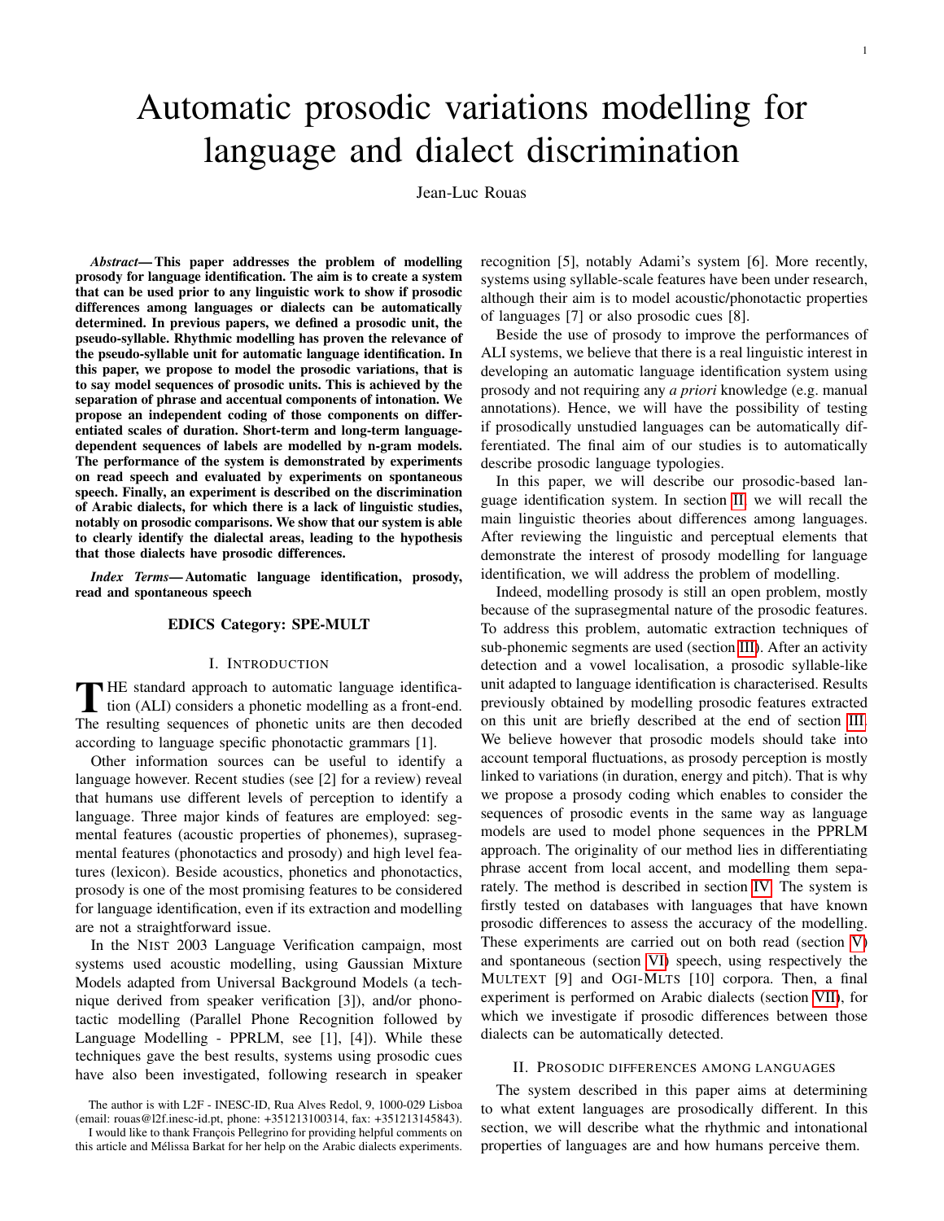# Automatic prosodic variations modelling for language and dialect discrimination

Jean-Luc Rouas

***Abstract*— This paper addresses the problem of modelling prosody for language identification. The aim is to create a system that can be used prior to any linguistic work to show if prosodic differences among languages or dialects can be automatically determined. In previous papers, we defined a prosodic unit, the pseudo-syllable. Rhythmic modelling has proven the relevance of the pseudo-syllable unit for automatic language identification. In this paper, we propose to model the prosodic variations, that is to say model sequences of prosodic units. This is achieved by the separation of phrase and accentual components of intonation. We propose an independent coding of those components on differentiated scales of duration. Short-term and long-term language-dependent sequences of labels are modelled by n-gram models. The performance of the system is demonstrated by experiments on read speech and evaluated by experiments on spontaneous speech. Finally, an experiment is described on the discrimination of Arabic dialects, for which there is a lack of linguistic studies, notably on prosodic comparisons. We show that our system is able to clearly identify the dialectal areas, leading to the hypothesis that those dialects have prosodic differences.**

***Index Terms*— Automatic language identification, prosody, read and spontaneous speech**

**EDICS Category: SPE-MULT**

## I. Introduction

THE standard approach to automatic language identification (ALI) considers a phonetic modelling as a front-end. The resulting sequences of phonetic units are then decoded according to language specific phonotactic grammars [1].

Other information sources can be useful to identify a language however. Recent studies (see [2] for a review) reveal that humans use different levels of perception to identify a language. Three major kinds of features are employed: segmental features (acoustic properties of phonemes), suprasegmental features (phonotactics and prosody) and high level features (lexicon). Beside acoustics, phonetics and phonotactics, prosody is one of the most promising features to be considered for language identification, even if its extraction and modelling are not a straightforward issue.

In the NIST 2003 Language Verification campaign, most systems used acoustic modelling, using Gaussian Mixture Models adapted from Universal Background Models (a technique derived from speaker verification [3]), and/or phonotactic modelling (Parallel Phone Recognition followed by Language Modelling - PPRLM, see [1], [4]). While these techniques gave the best results, systems using prosodic cues have also been investigated, following research in speaker recognition [5], notably Adami's system [6]. More recently, systems using syllable-scale features have been under research, although their aim is to model acoustic/phonotactic properties of languages [7] or also prosodic cues [8].

Beside the use of prosody to improve the performances of ALI systems, we believe that there is a real linguistic interest in developing an automatic language identification system using prosody and not requiring any *a priori* knowledge (e.g. manual annotations). Hence, we will have the possibility of testing if prosodically unstudied languages can be automatically differentiated. The final aim of our studies is to automatically describe prosodic language typologies.

In this paper, we will describe our prosodic-based language identification system. In section II, we will recall the main linguistic theories about differences among languages. After reviewing the linguistic and perceptual elements that demonstrate the interest of prosody modelling for language identification, we will address the problem of modelling.

Indeed, modelling prosody is still an open problem, mostly because of the suprasegmental nature of the prosodic features. To address this problem, automatic extraction techniques of sub-phonemic segments are used (section III). After an activity detection and a vowel localisation, a prosodic syllable-like unit adapted to language identification is characterised. Results previously obtained by modelling prosodic features extracted on this unit are briefly described at the end of section III. We believe however that prosodic models should take into account temporal fluctuations, as prosody perception is mostly linked to variations (in duration, energy and pitch). That is why we propose a prosody coding which enables to consider the sequences of prosodic events in the same way as language models are used to model phone sequences in the PPRLM approach. The originality of our method lies in differentiating phrase accent from local accent, and modelling them separately. The method is described in section IV. The system is firstly tested on databases with languages that have known prosodic differences to assess the accuracy of the modelling. These experiments are carried out on both read (section V) and spontaneous (section VI) speech, using respectively the MULTEXT [9] and OGI-MLTS [10] corpora. Then, a final experiment is performed on Arabic dialects (section VII), for which we investigate if prosodic differences between those dialects can be automatically detected.

## II. Prosodic differences among languages

The system described in this paper aims at determining to what extent languages are prosodically different. In this section, we will describe what the rhythmic and intonational properties of languages are and how humans perceive them.

---

The author is with L2F - INESC-ID, Rua Alves Redol, 9, 1000-029 Lisboa (email: rouas@l2f.inesc-id.pt, phone: +351213100314, fax: +351213145843).

I would like to thank François Pellegrino for providing helpful comments on this article and Mélissa Barkat for her help on the Arabic dialects experiments.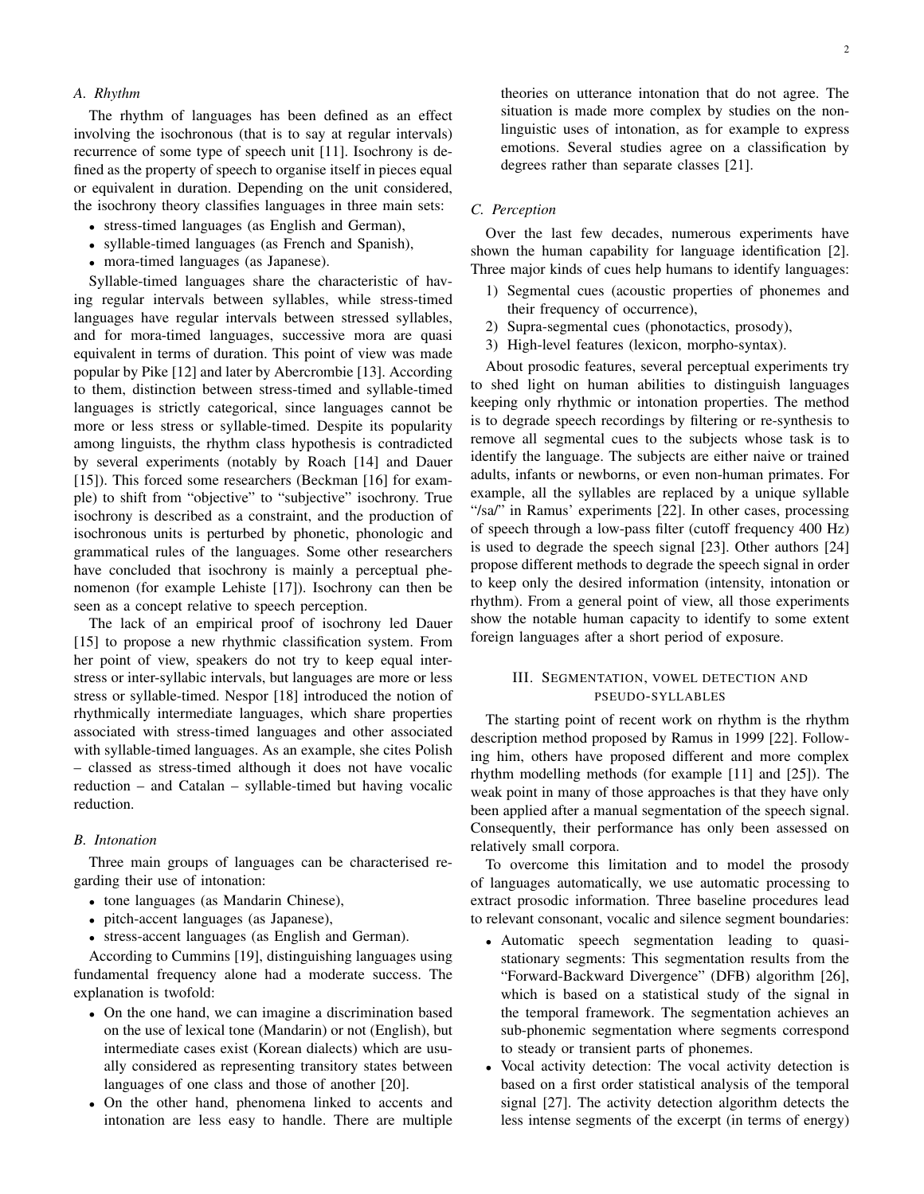### A. Rhythm

The rhythm of languages has been defined as an effect involving the isochronous (that is to say at regular intervals) recurrence of some type of speech unit [11]. Isochrony is defined as the property of speech to organise itself in pieces equal or equivalent in duration. Depending on the unit considered, the isochrony theory classifies languages in three main sets:

- stress-timed languages (as English and German),
- syllable-timed languages (as French and Spanish),
- mora-timed languages (as Japanese).

Syllable-timed languages share the characteristic of having regular intervals between syllables, while stress-timed languages have regular intervals between stressed syllables, and for mora-timed languages, successive mora are quasi equivalent in terms of duration. This point of view was made popular by Pike [12] and later by Abercrombie [13]. According to them, distinction between stress-timed and syllable-timed languages is strictly categorical, since languages cannot be more or less stress or syllable-timed. Despite its popularity among linguists, the rhythm class hypothesis is contradicted by several experiments (notably by Roach [14] and Dauer [15]). This forced some researchers (Beckman [16] for example) to shift from "objective" to "subjective" isochrony. True isochrony is described as a constraint, and the production of isochronous units is perturbed by phonetic, phonologic and grammatical rules of the languages. Some other researchers have concluded that isochrony is mainly a perceptual phenomenon (for example Lehiste [17]). Isochrony can then be seen as a concept relative to speech perception.

The lack of an empirical proof of isochrony led Dauer [15] to propose a new rhythmic classification system. From her point of view, speakers do not try to keep equal inter-stress or inter-syllabic intervals, but languages are more or less stress or syllable-timed. Nespor [18] introduced the notion of rhythmically intermediate languages, which share properties associated with stress-timed languages and other associated with syllable-timed languages. As an example, she cites Polish – classed as stress-timed although it does not have vocalic reduction – and Catalan – syllable-timed but having vocalic reduction.

### B. Intonation

Three main groups of languages can be characterised regarding their use of intonation:

- tone languages (as Mandarin Chinese),
- pitch-accent languages (as Japanese),
- stress-accent languages (as English and German).

According to Cummins [19], distinguishing languages using fundamental frequency alone had a moderate success. The explanation is twofold:

- On the one hand, we can imagine a discrimination based on the use of lexical tone (Mandarin) or not (English), but intermediate cases exist (Korean dialects) which are usually considered as representing transitory states between languages of one class and those of another [20].
- On the other hand, phenomena linked to accents and intonation are less easy to handle. There are multiple theories on utterance intonation that do not agree. The situation is made more complex by studies on the non-linguistic uses of intonation, as for example to express emotions. Several studies agree on a classification by degrees rather than separate classes [21].

### C. Perception

Over the last few decades, numerous experiments have shown the human capability for language identification [2]. Three major kinds of cues help humans to identify languages:

1) Segmental cues (acoustic properties of phonemes and their frequency of occurrence),
2) Supra-segmental cues (phonotactics, prosody),
3) High-level features (lexicon, morpho-syntax).

About prosodic features, several perceptual experiments try to shed light on human abilities to distinguish languages keeping only rhythmic or intonation properties. The method is to degrade speech recordings by filtering or re-synthesis to remove all segmental cues to the subjects whose task is to identify the language. The subjects are either naive or trained adults, infants or newborns, or even non-human primates. For example, all the syllables are replaced by a unique syllable "/sa/" in Ramus' experiments [22]. In other cases, processing of speech through a low-pass filter (cutoff frequency 400 Hz) is used to degrade the speech signal [23]. Other authors [24] propose different methods to degrade the speech signal in order to keep only the desired information (intensity, intonation or rhythm). From a general point of view, all those experiments show the notable human capacity to identify to some extent foreign languages after a short period of exposure.

## III. Segmentation, vowel detection and pseudo-syllables

The starting point of recent work on rhythm is the rhythm description method proposed by Ramus in 1999 [22]. Following him, others have proposed different and more complex rhythm modelling methods (for example [11] and [25]). The weak point in many of those approaches is that they have only been applied after a manual segmentation of the speech signal. Consequently, their performance has only been assessed on relatively small corpora.

To overcome this limitation and to model the prosody of languages automatically, we use automatic processing to extract prosodic information. Three baseline procedures lead to relevant consonant, vocalic and silence segment boundaries:

- Automatic speech segmentation leading to quasi-stationary segments: This segmentation results from the "Forward-Backward Divergence" (DFB) algorithm [26], which is based on a statistical study of the signal in the temporal framework. The segmentation achieves an sub-phonemic segmentation where segments correspond to steady or transient parts of phonemes.
- Vocal activity detection: The vocal activity detection is based on a first order statistical analysis of the temporal signal [27]. The activity detection algorithm detects the less intense segments of the excerpt (in terms of energy)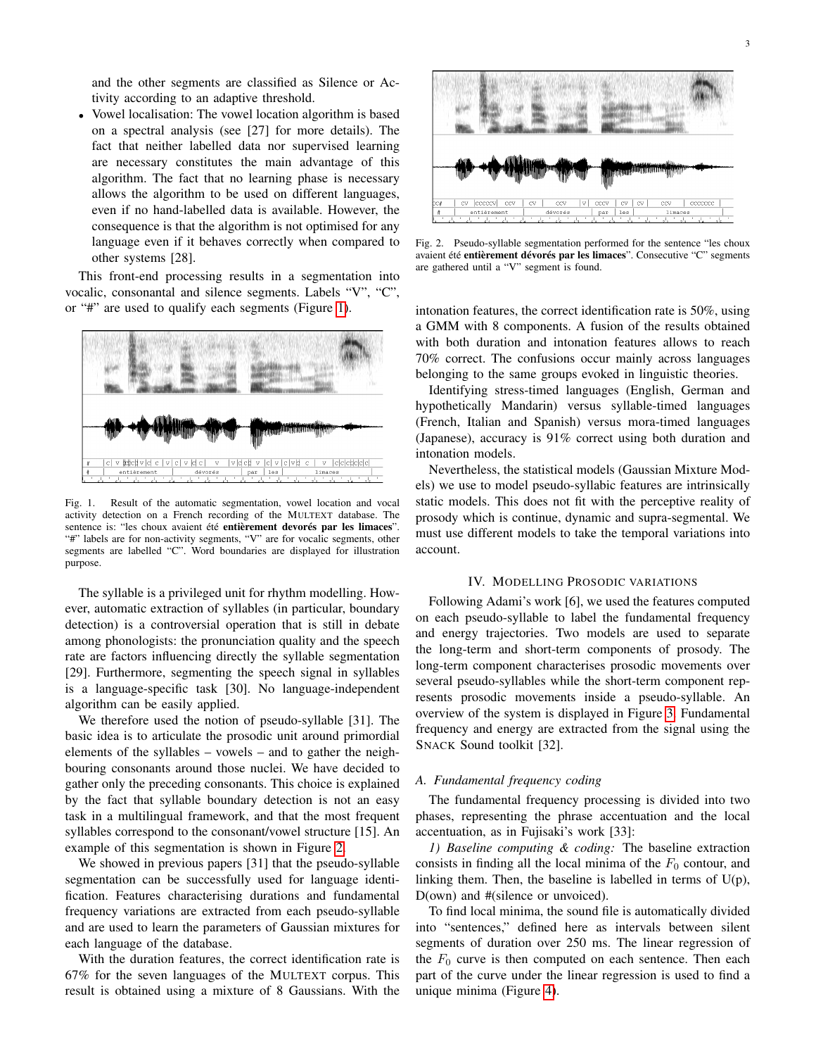and the other segments are classified as Silence or Activity according to an adaptive threshold.

- Vowel localisation: The vowel location algorithm is based on a spectral analysis (see [27] for more details). The fact that neither labelled data nor supervised learning are necessary constitutes the main advantage of this algorithm. The fact that no learning phase is necessary allows the algorithm to be used on different languages, even if no hand-labelled data is available. However, the consequence is that the algorithm is not optimised for any language even if it behaves correctly when compared to other systems [28].

This front-end processing results in a segmentation into vocalic, consonantal and silence segments. Labels "V", "C", or "#" are used to qualify each segments (Figure 1).

Fig. 1. Result of the automatic segmentation, vowel location and vocal activity detection on a French recording of the MULTEXT database. The sentence is: "les choux avaient été **entièrement devorés par les limaces**". "#" labels are for non-activity segments, "V" are for vocalic segments, other segments are labelled "C". Word boundaries are displayed for illustration purpose.

The syllable is a privileged unit for rhythm modelling. However, automatic extraction of syllables (in particular, boundary detection) is a controversial operation that is still in debate among phonologists: the pronunciation quality and the speech rate are factors influencing directly the syllable segmentation [29]. Furthermore, segmenting the speech signal in syllables is a language-specific task [30]. No language-independent algorithm can be easily applied.

We therefore used the notion of pseudo-syllable [31]. The basic idea is to articulate the prosodic unit around primordial elements of the syllables – vowels – and to gather the neighbouring consonants around those nuclei. We have decided to gather only the preceding consonants. This choice is explained by the fact that syllable boundary detection is not an easy task in a multilingual framework, and that the most frequent syllables correspond to the consonant/vowel structure [15]. An example of this segmentation is shown in Figure 2.

We showed in previous papers [31] that the pseudo-syllable segmentation can be successfully used for language identification. Features characterising durations and fundamental frequency variations are extracted from each pseudo-syllable and are used to learn the parameters of Gaussian mixtures for each language of the database.

With the duration features, the correct identification rate is 67% for the seven languages of the MULTEXT corpus. This result is obtained using a mixture of 8 Gaussians. With the intonation features, the correct identification rate is 50%, using a GMM with 8 components. A fusion of the results obtained with both duration and intonation features allows to reach 70% correct. The confusions occur mainly across languages belonging to the same groups evoked in linguistic theories.

Fig. 2. Pseudo-syllable segmentation performed for the sentence "les choux avaient été **entièrement dévorés par les limaces**". Consecutive "C" segments are gathered until a "V" segment is found.

Identifying stress-timed languages (English, German and hypothetically Mandarin) versus syllable-timed languages (French, Italian and Spanish) versus mora-timed languages (Japanese), accuracy is 91% correct using both duration and intonation models.

Nevertheless, the statistical models (Gaussian Mixture Models) we use to model pseudo-syllabic features are intrinsically static models. This does not fit with the perceptive reality of prosody which is continue, dynamic and supra-segmental. We must use different models to take the temporal variations into account.

## IV. Modelling Prosodic Variations

Following Adami's work [6], we used the features computed on each pseudo-syllable to label the fundamental frequency and energy trajectories. Two models are used to separate the long-term and short-term components of prosody. The long-term component characterises prosodic movements over several pseudo-syllables while the short-term component represents prosodic movements inside a pseudo-syllable. An overview of the system is displayed in Figure 3. Fundamental frequency and energy are extracted from the signal using the SNACK Sound toolkit [32].

### A. Fundamental frequency coding

The fundamental frequency processing is divided into two phases, representing the phrase accentuation and the local accentuation, as in Fujisaki's work [33]:

*1) Baseline computing & coding:* The baseline extraction consists in finding all the local minima of the $F_0$ contour, and linking them. Then, the baseline is labelled in terms of U(p), D(own) and #(silence or unvoiced).

To find local minima, the sound file is automatically divided into "sentences," defined here as intervals between silent segments of duration over 250 ms. The linear regression of the $F_0$ curve is then computed on each sentence. Then each part of the curve under the linear regression is used to find a unique minima (Figure 4).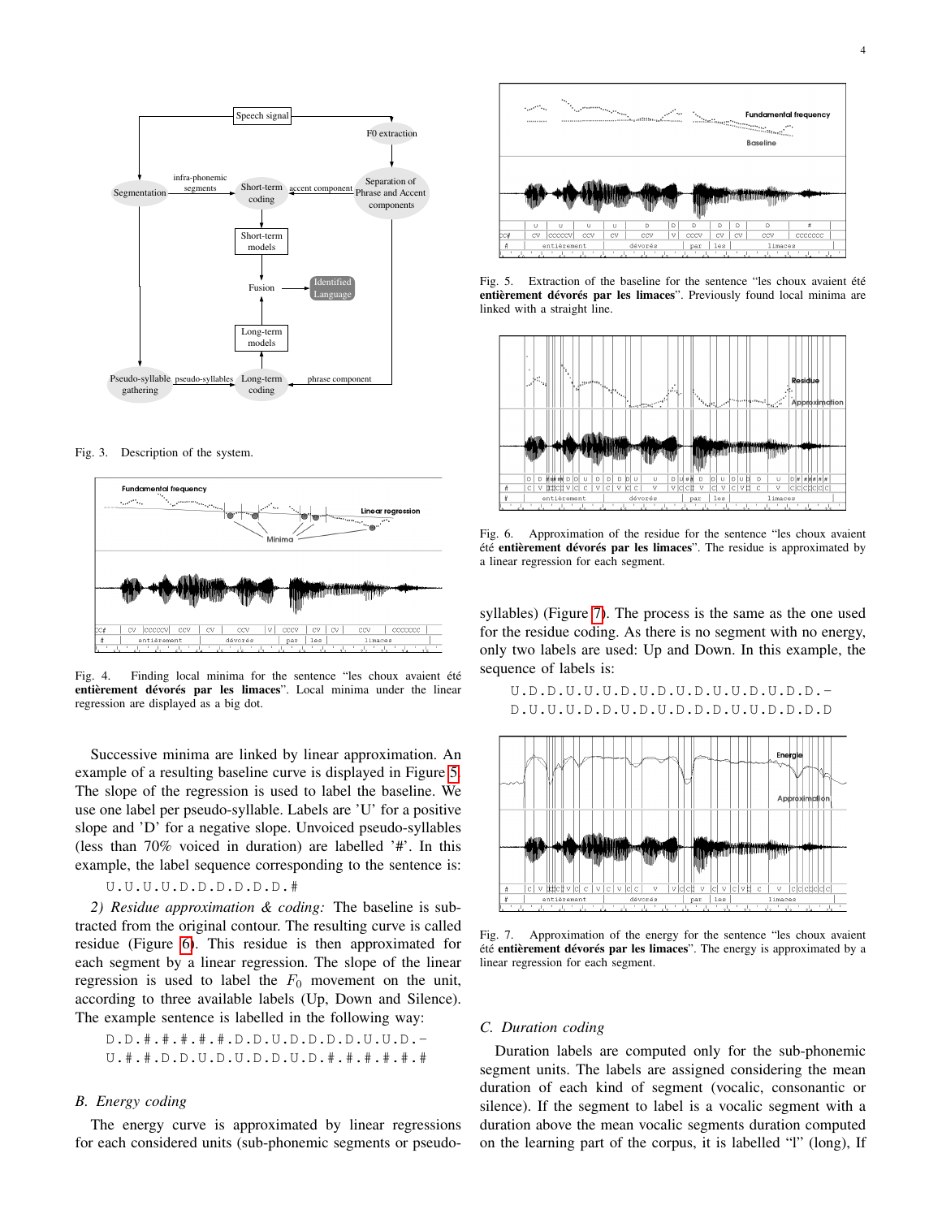Fig. 3. Description of the system.

Fig. 4. Finding local minima for the sentence "les choux avaient été **entièrement dévorés par les limaces**". Local minima under the linear regression are displayed as a big dot.

Successive minima are linked by linear approximation. An example of a resulting baseline curve is displayed in Figure 5. The slope of the regression is used to label the baseline. We use one label per pseudo-syllable. Labels are 'U' for a positive slope and 'D' for a negative slope. Unvoiced pseudo-syllables (less than 70% voiced in duration) are labelled '#'. In this example, the label sequence corresponding to the sentence is:

```
U.U.U.U.D.D.D.D.D.D.#
```

*2) Residue approximation & coding:* The baseline is subtracted from the original contour. The resulting curve is called residue (Figure 6). This residue is then approximated for each segment by a linear regression. The slope of the linear regression is used to label the $F_0$ movement on the unit, according to three available labels (Up, Down and Silence). The example sentence is labelled in the following way:

```
D.D.#.#.#.#.#.D.D.U.D.D.D.D.U.U.D.-
U.#.#.D.D.U.D.U.D.D.U.D.#.#.#.#.#.#
```

### B. Energy coding

The energy curve is approximated by linear regressions for each considered units (sub-phonemic segments or pseudo-syllables) (Figure 7). The process is the same as the one used for the residue coding. As there is no segment with no energy, only two labels are used: Up and Down. In this example, the sequence of labels is:

```
U.D.D.U.U.U.D.U.D.U.D.U.U.D.U.D.D.-
D.U.U.U.D.D.U.D.U.D.D.D.U.U.D.D.D.D
```

Fig. 5. Extraction of the baseline for the sentence "les choux avaient été **entièrement dévorés par les limaces**". Previously found local minima are linked with a straight line.

Fig. 6. Approximation of the residue for the sentence "les choux avaient été **entièrement dévorés par les limaces**". The residue is approximated by a linear regression for each segment.

Fig. 7. Approximation of the energy for the sentence "les choux avaient été **entièrement dévorés par les limaces**". The energy is approximated by a linear regression for each segment.

### C. Duration coding

Duration labels are computed only for the sub-phonemic segment units. The labels are assigned considering the mean duration of each kind of segment (vocalic, consonantic or silence). If the segment to label is a vocalic segment with a duration above the mean vocalic segments duration computed on the learning part of the corpus, it is labelled "l" (long), If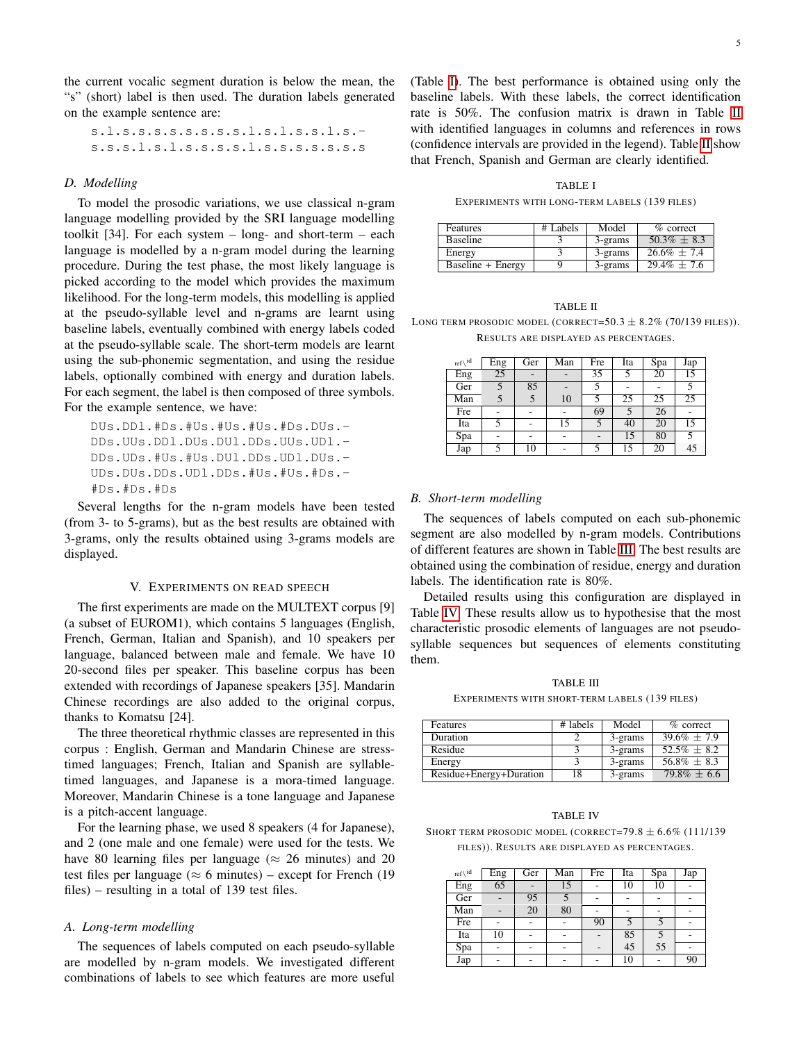the current vocalic segment duration is below the mean, the "s" (short) label is then used. The duration labels generated on the example sentence are:

```
s.l.s.s.s.s.s.s.s.s.l.s.l.s.s.l.s.-
s.s.s.l.s.l.s.s.s.s.l.s.s.s.s.s.s.s
```

### D. Modelling

To model the prosodic variations, we use classical n-gram language modelling provided by the SRI language modelling toolkit [34]. For each system – long- and short-term – each language is modelled by a n-gram model during the learning procedure. During the test phase, the most likely language is picked according to the model which provides the maximum likelihood. For the long-term models, this modelling is applied at the pseudo-syllable level and n-grams are learnt using baseline labels, eventually combined with energy labels coded at the pseudo-syllable scale. The short-term models are learnt using the sub-phonemic segmentation, and using the residue labels, optionally combined with energy and duration labels. For each segment, the label is then composed of three symbols. For the example sentence, we have:

```
DUs.DDl.#Ds.#Us.#Us.#Us.#Ds.DUs.-
DDs.UUs.DDl.DUs.DUl.DDs.UUs.UDl.-
DDs.UDs.#Us.#Us.DUl.DDs.UDl.DUs.-
UDs.DUs.DDs.UDl.DDs.#Us.#Us.#Ds.-
#Ds.#Ds.#Ds
```

Several lengths for the n-gram models have been tested (from 3- to 5-grams), but as the best results are obtained with 3-grams, only the results obtained using 3-grams models are displayed.

## V. Experiments on read speech

The first experiments are made on the MULTEXT corpus [9] (a subset of EUROM1), which contains 5 languages (English, French, German, Italian and Spanish), and 10 speakers per language, balanced between male and female. We have 10 20-second files per speaker. This baseline corpus has been extended with recordings of Japanese speakers [35]. Mandarin Chinese recordings are also added to the original corpus, thanks to Komatsu [24].

The three theoretical rhythmic classes are represented in this corpus : English, German and Mandarin Chinese are stress-timed languages; French, Italian and Spanish are syllable-timed languages, and Japanese is a mora-timed language. Moreover, Mandarin Chinese is a tone language and Japanese is a pitch-accent language.

For the learning phase, we used 8 speakers (4 for Japanese), and 2 (one male and one female) were used for the tests. We have 80 learning files per language ($\approx$ 26 minutes) and 20 test files per language ($\approx$ 6 minutes) – except for French (19 files) – resulting in a total of 139 test files.

### A. Long-term modelling

The sequences of labels computed on each pseudo-syllable are modelled by n-gram models. We investigated different combinations of labels to see which features are more useful (Table I). The best performance is obtained using only the baseline labels. With these labels, the correct identification rate is 50%. The confusion matrix is drawn in Table II with identified languages in columns and references in rows (confidence intervals are provided in the legend). Table II show that French, Spanish and German are clearly identified.

TABLE I
EXPERIMENTS WITH LONG-TERM LABELS (139 FILES)

| Features | # Labels | Model | % correct |
|---|---|---|---|
| Baseline | 3 | 3-grams | 50.3% $\pm$ 8.3 |
| Energy | 3 | 3-grams | 26.6% $\pm$ 7.4 |
| Baseline + Energy | 9 | 3-grams | 29.4% $\pm$ 7.6 |

TABLE II
LONG TERM PROSODIC MODEL (CORRECT=50.3 $\pm$ 8.2% (70/139 FILES)). RESULTS ARE DISPLAYED AS PERCENTAGES.

| ref\id | Eng | Ger | Man | Fre | Ita | Spa | Jap |
|---|---|---|---|---|---|---|---|
| Eng | 25 | - | - | 35 | 5 | 20 | 15 |
| Ger | 5 | 85 | - | 5 | - | - | 5 |
| Man | 5 | 5 | 10 | 5 | 25 | 25 | 25 |
| Fre | - | - | - | 69 | 5 | 26 | - |
| Ita | 5 | - | 15 | 5 | 40 | 20 | 15 |
| Spa | - | - | - | - | 15 | 80 | 5 |
| Jap | 5 | 10 | - | 5 | 15 | 20 | 45 |

### B. Short-term modelling

The sequences of labels computed on each sub-phonemic segment are also modelled by n-gram models. Contributions of different features are shown in Table III. The best results are obtained using the combination of residue, energy and duration labels. The identification rate is 80%.

Detailed results using this configuration are displayed in Table IV. These results allow us to hypothesise that the most characteristic prosodic elements of languages are not pseudo-syllable sequences but sequences of elements constituting them.

TABLE III
EXPERIMENTS WITH SHORT-TERM LABELS (139 FILES)

| Features | # labels | Model | % correct |
|---|---|---|---|
| Duration | 2 | 3-grams | 39.6% $\pm$ 7.9 |
| Residue | 3 | 3-grams | 52.5% $\pm$ 8.2 |
| Energy | 3 | 3-grams | 56.8% $\pm$ 8.3 |
| Residue+Energy+Duration | 18 | 3-grams | 79.8% $\pm$ 6.6 |

TABLE IV
SHORT TERM PROSODIC MODEL (CORRECT=79.8 $\pm$ 6.6% (111/139 FILES)). RESULTS ARE DISPLAYED AS PERCENTAGES.

| ref\id | Eng | Ger | Man | Fre | Ita | Spa | Jap |
|---|---|---|---|---|---|---|---|
| Eng | 65 | - | 15 | - | 10 | 10 | - |
| Ger | - | 95 | 5 | - | - | - | - |
| Man | - | 20 | 80 | - | - | - | - |
| Fre | - | - | - | 90 | 5 | 5 | - |
| Ita | 10 | - | - | - | 85 | 5 | - |
| Spa | - | - | - | - | 45 | 55 | - |
| Jap | - | - | - | - | 10 | - | 90 |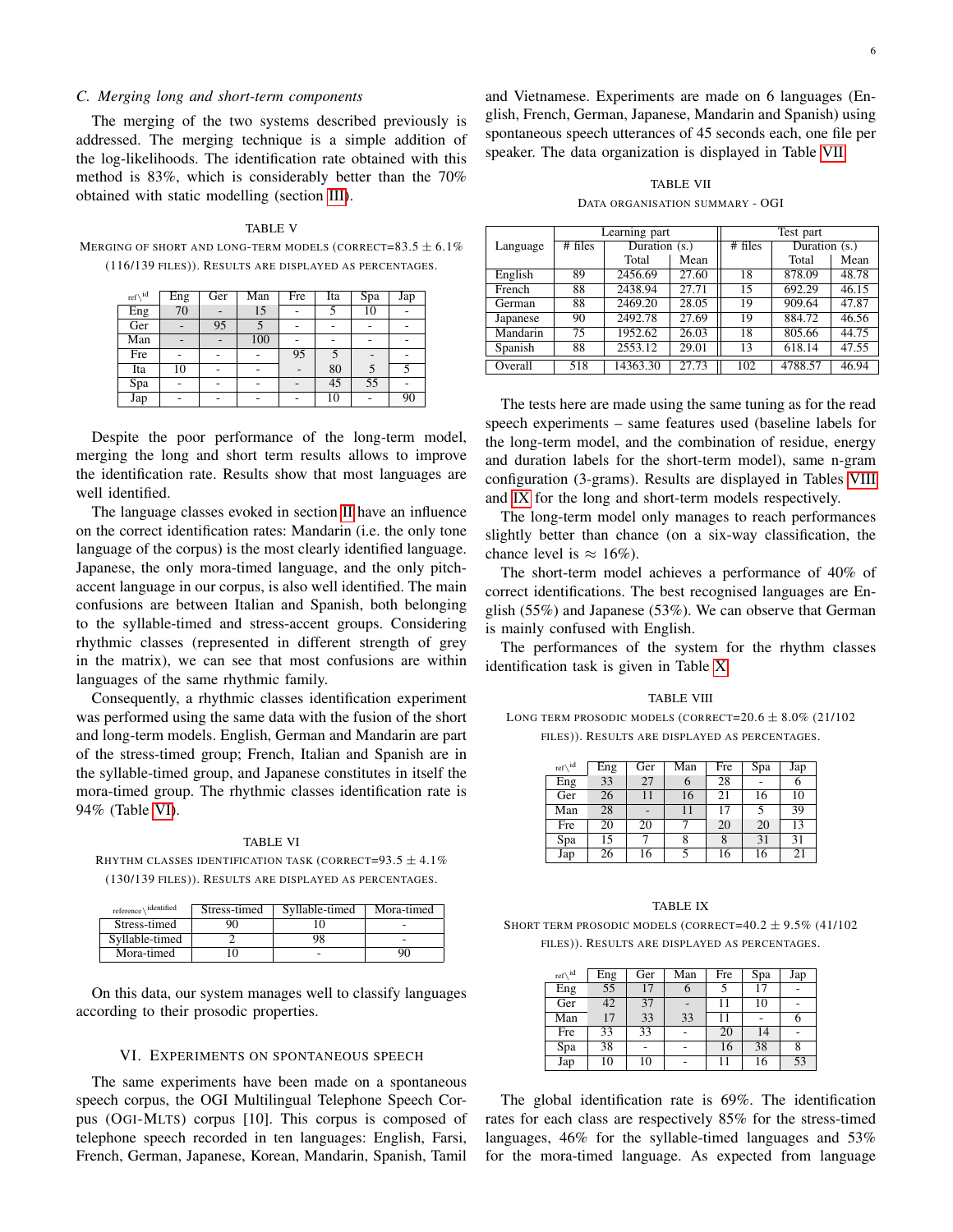### C. Merging long and short-term components

The merging of the two systems described previously is addressed. The merging technique is a simple addition of the log-likelihoods. The identification rate obtained with this method is 83%, which is considerably better than the 70% obtained with static modelling (section III).

TABLE V

MERGING OF SHORT AND LONG-TERM MODELS (CORRECT=83.5 ± 6.1% (116/139 FILES)). RESULTS ARE DISPLAYED AS PERCENTAGES.

| ref\id | Eng | Ger | Man | Fre | Ita | Spa | Jap |
|---|---|---|---|---|---|---|---|
| Eng | 70 | - | 15 | - | 5 | 10 | - |
| Ger | - | 95 | 5 | - | - | - | - |
| Man | - | - | 100 | - | - | - | - |
| Fre | - | - | - | 95 | 5 | - | - |
| Ita | 10 | - | - | - | 80 | 5 | 5 |
| Spa | - | - | - | - | 45 | 55 | - |
| Jap | - | - | - | - | 10 | - | 90 |

Despite the poor performance of the long-term model, merging the long and short term results allows to improve the identification rate. Results show that most languages are well identified.

The language classes evoked in section II have an influence on the correct identification rates: Mandarin (i.e. the only tone language of the corpus) is the most clearly identified language. Japanese, the only mora-timed language, and the only pitch-accent language in our corpus, is also well identified. The main confusions are between Italian and Spanish, both belonging to the syllable-timed and stress-accent groups. Considering rhythmic classes (represented in different strength of grey in the matrix), we can see that most confusions are within languages of the same rhythmic family.

Consequently, a rhythmic classes identification experiment was performed using the same data with the fusion of the short and long-term models. English, German and Mandarin are part of the stress-timed group; French, Italian and Spanish are in the syllable-timed group, and Japanese constitutes in itself the mora-timed group. The rhythmic classes identification rate is 94% (Table VI).

TABLE VI

RHYTHM CLASSES IDENTIFICATION TASK (CORRECT=93.5 ± 4.1% (130/139 FILES)). RESULTS ARE DISPLAYED AS PERCENTAGES.

| reference\identified | Stress-timed | Syllable-timed | Mora-timed |
|---|---|---|---|
| Stress-timed | 90 | 10 | - |
| Syllable-timed | 2 | 98 | - |
| Mora-timed | 10 | - | 90 |

On this data, our system manages well to classify languages according to their prosodic properties.

## VI. EXPERIMENTS ON SPONTANEOUS SPEECH

The same experiments have been made on a spontaneous speech corpus, the OGI Multilingual Telephone Speech Corpus (OGI-MLTS) corpus [10]. This corpus is composed of telephone speech recorded in ten languages: English, Farsi, French, German, Japanese, Korean, Mandarin, Spanish, Tamil and Vietnamese. Experiments are made on 6 languages (English, French, German, Japanese, Mandarin and Spanish) using spontaneous speech utterances of 45 seconds each, one file per speaker. The data organization is displayed in Table VII.

TABLE VII

DATA ORGANISATION SUMMARY - OGI

| Language | Learning part | | | Test part | | |
|---|---|---|---|---|---|---|
| | # files | Duration (s.) | | # files | Duration (s.) | |
| | | Total | Mean | | Total | Mean |
| English | 89 | 2456.69 | 27.60 | 18 | 878.09 | 48.78 |
| French | 88 | 2438.94 | 27.71 | 15 | 692.29 | 46.15 |
| German | 88 | 2469.20 | 28.05 | 19 | 909.64 | 47.87 |
| Japanese | 90 | 2492.78 | 27.69 | 19 | 884.72 | 46.56 |
| Mandarin | 75 | 1952.62 | 26.03 | 18 | 805.66 | 44.75 |
| Spanish | 88 | 2553.12 | 29.01 | 13 | 618.14 | 47.55 |
| Overall | 518 | 14363.30 | 27.73 | 102 | 4788.57 | 46.94 |

The tests here are made using the same tuning as for the read speech experiments – same features used (baseline labels for the long-term model, and the combination of residue, energy and duration labels for the short-term model), same n-gram configuration (3-grams). Results are displayed in Tables VIII and IX for the long and short-term models respectively.

The long-term model only manages to reach performances slightly better than chance (on a six-way classification, the chance level is ≈ 16%).

The short-term model achieves a performance of 40% of correct identifications. The best recognised languages are English (55%) and Japanese (53%). We can observe that German is mainly confused with English.

The performances of the system for the rhythm classes identification task is given in Table X.

TABLE VIII

LONG TERM PROSODIC MODELS (CORRECT=20.6 ± 8.0% (21/102 FILES)). RESULTS ARE DISPLAYED AS PERCENTAGES.

| ref\id | Eng | Ger | Man | Fre | Spa | Jap |
|---|---|---|---|---|---|---|
| Eng | 33 | 27 | 6 | 28 | - | 6 |
| Ger | 26 | 11 | 16 | 21 | 16 | 10 |
| Man | 28 | - | 11 | 17 | 5 | 39 |
| Fre | 20 | 20 | 7 | 20 | 20 | 13 |
| Spa | 15 | 7 | 8 | 8 | 31 | 31 |
| Jap | 26 | 16 | 5 | 16 | 16 | 21 |

TABLE IX

SHORT TERM PROSODIC MODELS (CORRECT=40.2 ± 9.5% (41/102 FILES)). RESULTS ARE DISPLAYED AS PERCENTAGES.

| ref\id | Eng | Ger | Man | Fre | Spa | Jap |
|---|---|---|---|---|---|---|
| Eng | 55 | 17 | 6 | 5 | 17 | - |
| Ger | 42 | 37 | - | 11 | 10 | - |
| Man | 17 | 33 | 33 | 11 | - | 6 |
| Fre | 33 | 33 | - | 20 | 14 | - |
| Spa | 38 | - | - | 16 | 38 | 8 |
| Jap | 10 | 10 | - | 11 | 16 | 53 |

The global identification rate is 69%. The identification rates for each class are respectively 85% for the stress-timed languages, 46% for the syllable-timed languages and 53% for the mora-timed language. As expected from language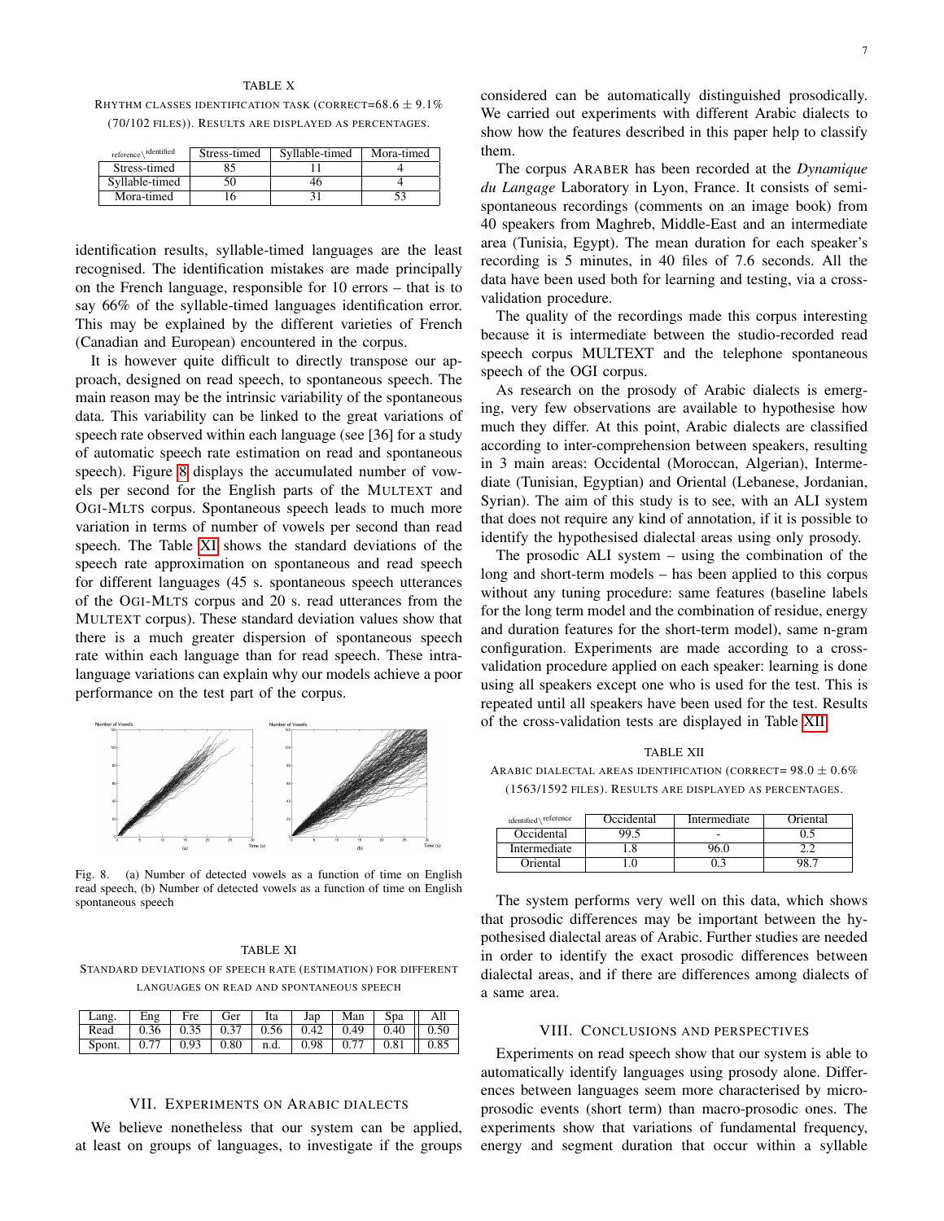TABLE X

RHYTHM CLASSES IDENTIFICATION TASK (CORRECT=68.6 ± 9.1% (70/102 FILES)). RESULTS ARE DISPLAYED AS PERCENTAGES.

| reference \ identified | Stress-timed | Syllable-timed | Mora-timed |
|---|---|---|---|
| Stress-timed | 85 | 11 | 4 |
| Syllable-timed | 50 | 46 | 4 |
| Mora-timed | 16 | 31 | 53 |

identification results, syllable-timed languages are the least recognised. The identification mistakes are made principally on the French language, responsible for 10 errors – that is to say 66% of the syllable-timed languages identification error. This may be explained by the different varieties of French (Canadian and European) encountered in the corpus.

It is however quite difficult to directly transpose our approach, designed on read speech, to spontaneous speech. The main reason may be the intrinsic variability of the spontaneous data. This variability can be linked to the great variations of speech rate observed within each language (see [36] for a study of automatic speech rate estimation on read and spontaneous speech). Figure 8 displays the accumulated number of vowels per second for the English parts of the MULTEXT and OGI-MLTS corpus. Spontaneous speech leads to much more variation in terms of number of vowels per second than read speech. The Table XI shows the standard deviations of the speech rate approximation on spontaneous and read speech for different languages (45 s. spontaneous speech utterances of the OGI-MLTS corpus and 20 s. read utterances from the MULTEXT corpus). These standard deviation values show that there is a much greater dispersion of spontaneous speech rate within each language than for read speech. These intra-language variations can explain why our models achieve a poor performance on the test part of the corpus.

Fig. 8. (a) Number of detected vowels as a function of time on English read speech, (b) Number of detected vowels as a function of time on English spontaneous speech

TABLE XI

STANDARD DEVIATIONS OF SPEECH RATE (ESTIMATION) FOR DIFFERENT LANGUAGES ON READ AND SPONTANEOUS SPEECH

| Lang. | Eng | Fre | Ger | Ita | Jap | Man | Spa | All |
|---|---|---|---|---|---|---|---|---|
| Read | 0.36 | 0.35 | 0.37 | 0.56 | 0.42 | 0.49 | 0.40 | 0.50 |
| Spont. | 0.77 | 0.93 | 0.80 | n.d. | 0.98 | 0.77 | 0.81 | 0.85 |

## VII. EXPERIMENTS ON ARABIC DIALECTS

We believe nonetheless that our system can be applied, at least on groups of languages, to investigate if the groups considered can be automatically distinguished prosodically. We carried out experiments with different Arabic dialects to show how the features described in this paper help to classify them.

The corpus ARABER has been recorded at the *Dynamique du Langage* Laboratory in Lyon, France. It consists of semi-spontaneous recordings (comments on an image book) from 40 speakers from Maghreb, Middle-East and an intermediate area (Tunisia, Egypt). The mean duration for each speaker's recording is 5 minutes, in 40 files of 7.6 seconds. All the data have been used both for learning and testing, via a cross-validation procedure.

The quality of the recordings made this corpus interesting because it is intermediate between the studio-recorded read speech corpus MULTEXT and the telephone spontaneous speech of the OGI corpus.

As research on the prosody of Arabic dialects is emerging, very few observations are available to hypothesise how much they differ. At this point, Arabic dialects are classified according to inter-comprehension between speakers, resulting in 3 main areas: Occidental (Moroccan, Algerian), Intermediate (Tunisian, Egyptian) and Oriental (Lebanese, Jordanian, Syrian). The aim of this study is to see, with an ALI system that does not require any kind of annotation, if it is possible to identify the hypothesised dialectal areas using only prosody.

The prosodic ALI system – using the combination of the long and short-term models – has been applied to this corpus without any tuning procedure: same features (baseline labels for the long term model and the combination of residue, energy and duration features for the short-term model), same n-gram configuration. Experiments are made according to a cross-validation procedure applied on each speaker: learning is done using all speakers except one who is used for the test. This is repeated until all speakers have been used for the test. Results of the cross-validation tests are displayed in Table XII.

TABLE XII

ARABIC DIALECTAL AREAS IDENTIFICATION (CORRECT= 98.0 ± 0.6% (1563/1592 FILES). RESULTS ARE DISPLAYED AS PERCENTAGES.

| identified \ reference | Occidental | Intermediate | Oriental |
|---|---|---|---|
| Occidental | 99.5 | - | 0.5 |
| Intermediate | 1.8 | 96.0 | 2.2 |
| Oriental | 1.0 | 0.3 | 98.7 |

The system performs very well on this data, which shows that prosodic differences may be important between the hypothesised dialectal areas of Arabic. Further studies are needed in order to identify the exact prosodic differences between dialectal areas, and if there are differences among dialects of a same area.

## VIII. CONCLUSIONS AND PERSPECTIVES

Experiments on read speech show that our system is able to automatically identify languages using prosody alone. Differences between languages seem more characterised by micro-prosodic events (short term) than macro-prosodic ones. The experiments show that variations of fundamental frequency, energy and segment duration that occur within a syllable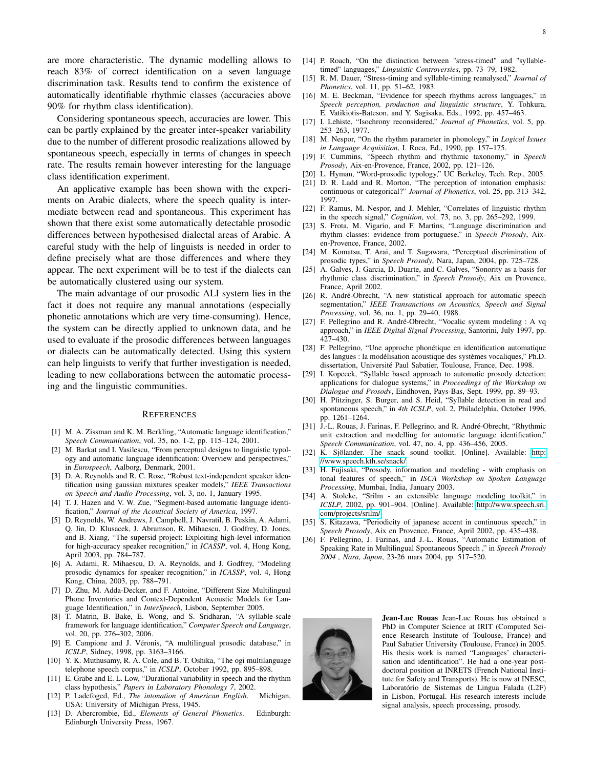are more characteristic. The dynamic modelling allows to reach 83% of correct identification on a seven language discrimination task. Results tend to confirm the existence of automatically identifiable rhythmic classes (accuracies above 90% for rhythm class identification).

Considering spontaneous speech, accuracies are lower. This can be partly explained by the greater inter-speaker variability due to the number of different prosodic realizations allowed by spontaneous speech, especially in terms of changes in speech rate. The results remain however interesting for the language class identification experiment.

An applicative example has been shown with the experiments on Arabic dialects, where the speech quality is intermediate between read and spontaneous. This experiment has shown that there exist some automatically detectable prosodic differences between hypothesised dialectal areas of Arabic. A careful study with the help of linguists is needed in order to define precisely what are those differences and where they appear. The next experiment will be to test if the dialects can be automatically clustered using our system.

The main advantage of our prosodic ALI system lies in the fact it does not require any manual annotations (especially phonetic annotations which are very time-consuming). Hence, the system can be directly applied to unknown data, and be used to evaluate if the prosodic differences between languages or dialects can be automatically detected. Using this system can help linguists to verify that further investigation is needed, leading to new collaborations between the automatic processing and the linguistic communities.

## References

[1] M. A. Zissman and K. M. Berkling, "Automatic language identification," *Speech Communication*, vol. 35, no. 1-2, pp. 115–124, 2001.

[2] M. Barkat and I. Vasilescu, "From perceptual designs to linguistic typology and automatic language identification: Overview and perspectives," in *Eurospeech*, Aalborg, Denmark, 2001.

[3] D. A. Reynolds and R. C. Rose, "Robust text-independent speaker identification using gaussian mixtures speaker models," *IEEE Transactions on Speech and Audio Processing*, vol. 3, no. 1, January 1995.

[4] T. J. Hazen and V. W. Zue, "Segment-based automatic language identification," *Journal of the Acoutical Society of America*, 1997.

[5] D. Reynolds, W. Andrews, J. Campbell, J. Navratil, B. Peskin, A. Adami, Q. Jin, D. Klusacek, J. Abramson, R. Mihaescu, J. Godfrey, D. Jones, and B. Xiang, "The supersid project: Exploiting high-level information for high-accuracy speaker recognition," in *ICASSP*, vol. 4, Hong Kong, April 2003, pp. 784–787.

[6] A. Adami, R. Mihaescu, D. A. Reynolds, and J. Godfrey, "Modeling prosodic dynamics for speaker recognition," in *ICASSP*, vol. 4, Hong Kong, China, 2003, pp. 788–791.

[7] D. Zhu, M. Adda-Decker, and F. Antoine, "Different Size Multilingual Phone Inventories and Context-Dependent Acoustic Models for Language Identification," in *InterSpeech*, Lisbon, September 2005.

[8] T. Matrin, B. Bake, E. Wong, and S. Sridharan, "A syllable-scale framework for language identification," *Computer Speech and Language*, vol. 20, pp. 276–302, 2006.

[9] E. Campione and J. Véronis, "A multilingual prosodic database," in *ICSLP*, Sidney, 1998, pp. 3163–3166.

[10] Y. K. Muthusamy, R. A. Cole, and B. T. Oshika, "The ogi multilanguage telephone speech corpus," in *ICSLP*, October 1992, pp. 895–898.

[11] E. Grabe and E. L. Low, "Durational variability in speech and the rhythm class hypothesis," *Papers in Laboratory Phonology 7*, 2002.

[12] P. Ladefoged, Ed., *The intonation of American English*. Michigan, USA: University of Michigan Press, 1945.

[13] D. Abercrombie, Ed., *Elements of General Phonetics*. Edinburgh: Edinburgh University Press, 1967.

[14] P. Roach, "On the distinction between "stress-timed" and "syllable-timed" languages," *Linguistic Controversies*, pp. 73–79, 1982.

[15] R. M. Dauer, "Stress-timing and syllable-timing reanalysed," *Journal of Phonetics*, vol. 11, pp. 51–62, 1983.

[16] M. E. Beckman, "Evidence for speech rhythms across languages," in *Speech perception, production and linguistic structure*, Y. Tohkura, E. Vatikiotis-Bateson, and Y. Sagisaka, Eds., 1992, pp. 457–463.

[17] I. Lehiste, "Isochrony reconsidered," *Journal of Phonetics*, vol. 5, pp. 253–263, 1977.

[18] M. Nespor, "On the rhythm parameter in phonology," in *Logical Issues in Language Acquisition*, I. Roca, Ed., 1990, pp. 157–175.

[19] F. Cummins, "Speech rhythm and rhythmic taxonomy," in *Speech Prosody*, Aix-en-Provence, France, 2002, pp. 121–126.

[20] L. Hyman, "Word-prosodic typology," UC Berkeley, Tech. Rep., 2005.

[21] D. R. Ladd and R. Morton, "The perception of intonation emphasis: continuous or categorical?" *Journal of Phonetics*, vol. 25, pp. 313–342, 1997.

[22] F. Ramus, M. Nespor, and J. Mehler, "Correlates of linguistic rhythm in the speech signal," *Cognition*, vol. 73, no. 3, pp. 265–292, 1999.

[23] S. Frota, M. Vigario, and F. Martins, "Language discrimination and rhythm classes: evidence from portuguese," in *Speech Prosody*, Aix-en-Provence, France, 2002.

[24] M. Komatsu, T. Arai, and T. Sugawara, "Perceptual discrimination of prosodic types," in *Speech Prosody*, Nara, Japan, 2004, pp. 725–728.

[25] A. Galves, J. Garcia, D. Duarte, and C. Galves, "Sonority as a basis for rhythmic class discrimination," in *Speech Prosody*, Aix en Provence, France, April 2002.

[26] R. André-Obrecht, "A new statistical approach for automatic speech segmentation," *IEEE Transanctions on Acoustics, Speech and Signal Processing*, vol. 36, no. 1, pp. 29–40, 1988.

[27] F. Pellegrino and R. André-Obrecht, "Vocalic system modeling : A vq approach," in *IEEE Digital Signal Processing*, Santorini, July 1997, pp. 427–430.

[28] F. Pellegrino, "Une approche phonétique en identification automatique des langues : la modélisation acoustique des systèmes vocaliques," Ph.D. dissertation, Université Paul Sabatier, Toulouse, France, Dec. 1998.

[29] I. Kopecek, "Syllable based approach to automatic prosody detection; applications for dialogue systems," in *Proceedings of the Workshop on Dialogue and Prosody*, Eindhoven, Pays-Bas, Sept. 1999, pp. 89–93.

[30] H. Pfitzinger, S. Burger, and S. Heid, "Syllable detection in read and spontaneous speech," in *4th ICSLP*, vol. 2, Philadelphia, October 1996, pp. 1261–1264.

[31] J.-L. Rouas, J. Farinas, F. Pellegrino, and R. André-Obrecht, "Rhythmic unit extraction and modelling for automatic language identification," *Speech Communication*, vol. 47, no. 4, pp. 436–456, 2005.

[32] K. Sjölander. The snack sound toolkit. [Online]. Available: http://www.speech.kth.se/snack/

[33] H. Fujisaki, "Prosody, information and modeling - with emphasis on tonal features of speech," in *ISCA Workshop on Spoken Language Processing*, Mumbai, India, January 2003.

[34] A. Stolcke, "Srilm - an extensible language modeling toolkit," in *ICSLP*, 2002, pp. 901–904. [Online]. Available: http://www.speech.sri.com/projects/srilm/

[35] S. Kitazawa, "Periodicity of japanese accent in continuous speech," in *Speech Prosody*, Aix en Provence, France, April 2002, pp. 435–438.

[36] F. Pellegrino, J. Farinas, and J.-L. Rouas, "Automatic Estimation of Speaking Rate in Multilingual Spontaneous Speech ," in *Speech Prosody 2004 , Nara, Japon*, 23-26 mars 2004, pp. 517–520.

**Jean-Luc Rouas** Jean-Luc Rouas has obtained a PhD in Computer Science at IRIT (Computed Science Research Institute of Toulouse, France) and Paul Sabatier University (Toulouse, France) in 2005. His thesis work is named "Languages' characterisation and identification". He had a one-year post-doctoral position at INRETS (French National Institute for Safety and Transports). He is now at INESC, Laboratório de Sistemas de Lingua Falada (L2F) in Lisbon, Portugal. His research interests include signal analysis, speech processing, prosody.